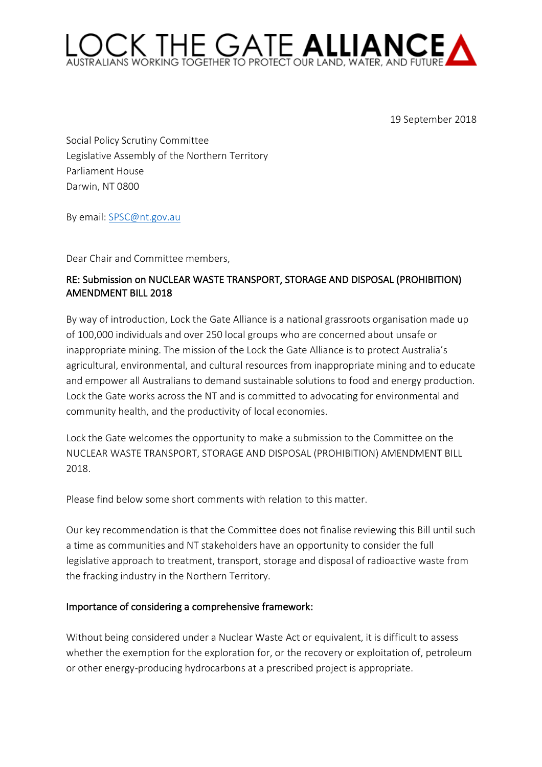# LOCK THE GATE **ALLIANCE**

AUSTRALIANS WORKING TOGETHER TO PROTECT OUR LAND, WATER, AND FUTURE

19 September 2018

Social Policy Scrutiny Committee
Legislative Assembly of the Northern Territory
Parliament House
Darwin, NT 0800

By email: SPSC@nt.gov.au

Dear Chair and Committee members,

RE: Submission on NUCLEAR WASTE TRANSPORT, STORAGE AND DISPOSAL (PROHIBITION) AMENDMENT BILL 2018

By way of introduction, Lock the Gate Alliance is a national grassroots organisation made up of 100,000 individuals and over 250 local groups who are concerned about unsafe or inappropriate mining. The mission of the Lock the Gate Alliance is to protect Australia's agricultural, environmental, and cultural resources from inappropriate mining and to educate and empower all Australians to demand sustainable solutions to food and energy production. Lock the Gate works across the NT and is committed to advocating for environmental and community health, and the productivity of local economies.

Lock the Gate welcomes the opportunity to make a submission to the Committee on the NUCLEAR WASTE TRANSPORT, STORAGE AND DISPOSAL (PROHIBITION) AMENDMENT BILL 2018.

Please find below some short comments with relation to this matter.

Our key recommendation is that the Committee does not finalise reviewing this Bill until such a time as communities and NT stakeholders have an opportunity to consider the full legislative approach to treatment, transport, storage and disposal of radioactive waste from the fracking industry in the Northern Territory.

## Importance of considering a comprehensive framework:

Without being considered under a Nuclear Waste Act or equivalent, it is difficult to assess whether the exemption for the exploration for, or the recovery or exploitation of, petroleum or other energy-producing hydrocarbons at a prescribed project is appropriate.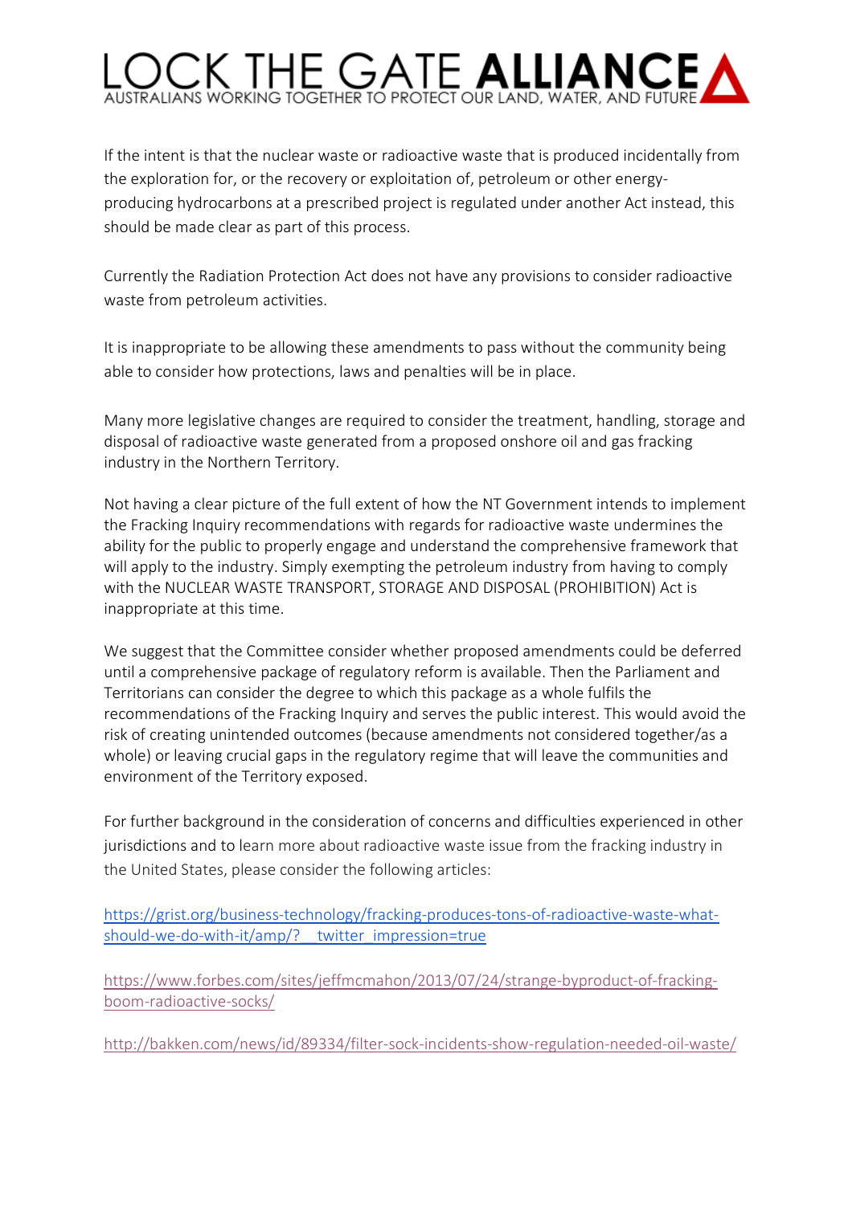If the intent is that the nuclear waste or radioactive waste that is produced incidentally from the exploration for, or the recovery or exploitation of, petroleum or other energy-producing hydrocarbons at a prescribed project is regulated under another Act instead, this should be made clear as part of this process.

Currently the Radiation Protection Act does not have any provisions to consider radioactive waste from petroleum activities.

It is inappropriate to be allowing these amendments to pass without the community being able to consider how protections, laws and penalties will be in place.

Many more legislative changes are required to consider the treatment, handling, storage and disposal of radioactive waste generated from a proposed onshore oil and gas fracking industry in the Northern Territory.

Not having a clear picture of the full extent of how the NT Government intends to implement the Fracking Inquiry recommendations with regards for radioactive waste undermines the ability for the public to properly engage and understand the comprehensive framework that will apply to the industry. Simply exempting the petroleum industry from having to comply with the NUCLEAR WASTE TRANSPORT, STORAGE AND DISPOSAL (PROHIBITION) Act is inappropriate at this time.

We suggest that the Committee consider whether proposed amendments could be deferred until a comprehensive package of regulatory reform is available. Then the Parliament and Territorians can consider the degree to which this package as a whole fulfils the recommendations of the Fracking Inquiry and serves the public interest. This would avoid the risk of creating unintended outcomes (because amendments not considered together/as a whole) or leaving crucial gaps in the regulatory regime that will leave the communities and environment of the Territory exposed.

For further background in the consideration of concerns and difficulties experienced in other jurisdictions and to learn more about radioactive waste issue from the fracking industry in the United States, please consider the following articles:

https://grist.org/business-technology/fracking-produces-tons-of-radioactive-waste-what-should-we-do-with-it/amp/?__twitter_impression=true

https://www.forbes.com/sites/jeffmcmahon/2013/07/24/strange-byproduct-of-fracking-boom-radioactive-socks/

http://bakken.com/news/id/89334/filter-sock-incidents-show-regulation-needed-oil-waste/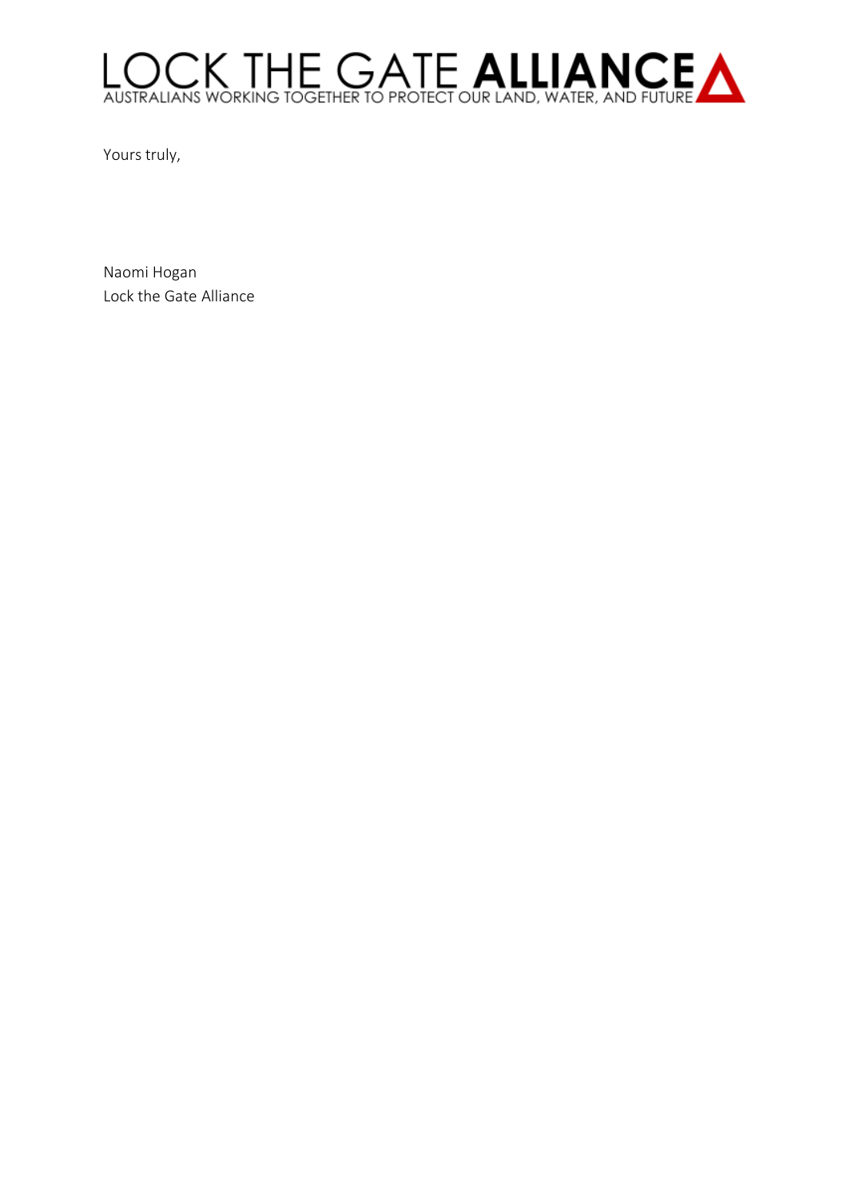Yours truly,

Naomi Hogan
Lock the Gate Alliance